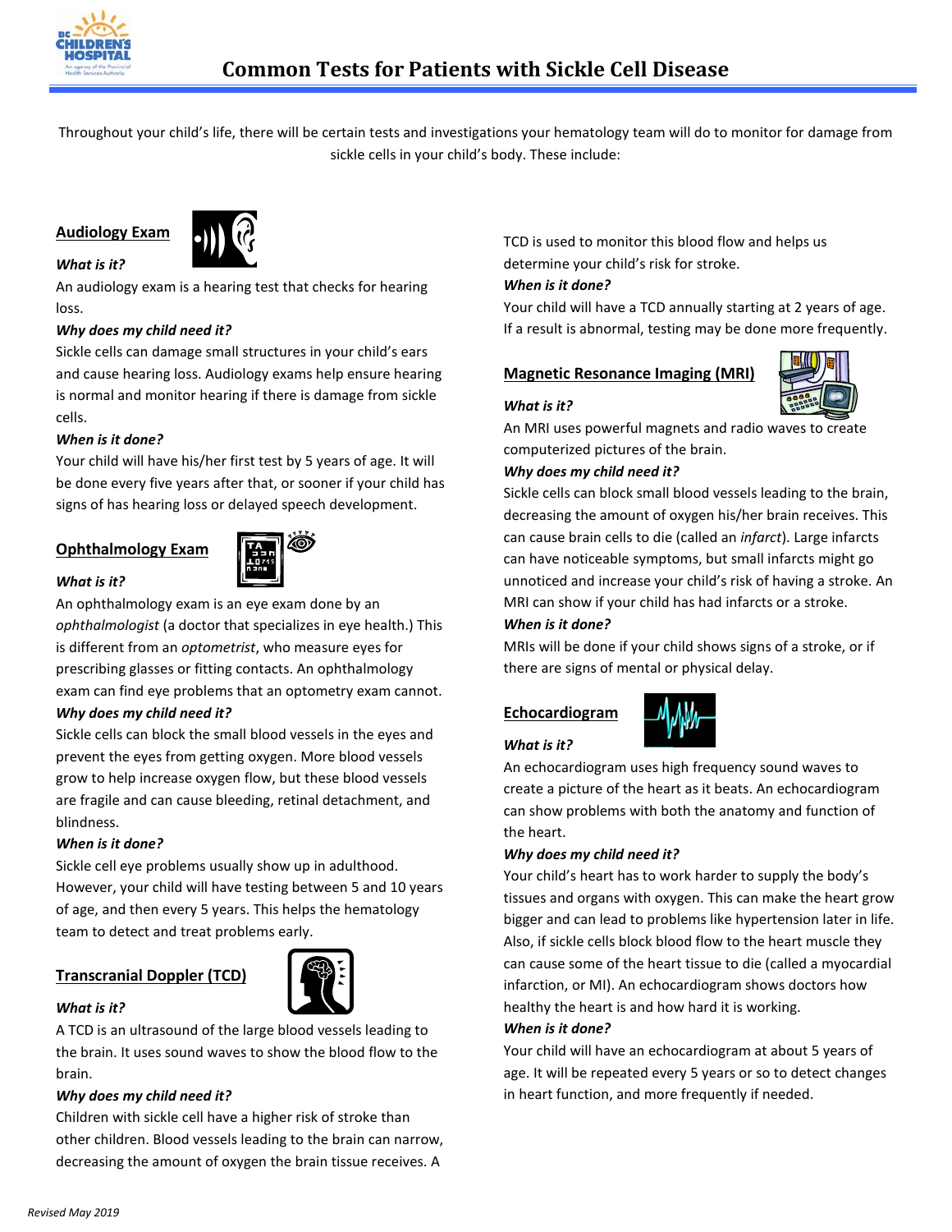# Common Tests for Patients with Sickle Cell Disease

Throughout your child's life, there will be certain tests and investigations your hematology team will do to monitor for damage from sickle cells in your child's body. These include:

## Audiology Exam

***What is it?***

An audiology exam is a hearing test that checks for hearing loss.

***Why does my child need it?***

Sickle cells can damage small structures in your child's ears and cause hearing loss. Audiology exams help ensure hearing is normal and monitor hearing if there is damage from sickle cells.

***When is it done?***

Your child will have his/her first test by 5 years of age. It will be done every five years after that, or sooner if your child has signs of has hearing loss or delayed speech development.

## Ophthalmology Exam

***What is it?***

An ophthalmology exam is an eye exam done by an *ophthalmologist* (a doctor that specializes in eye health.) This is different from an *optometrist*, who measure eyes for prescribing glasses or fitting contacts. An ophthalmology exam can find eye problems that an optometry exam cannot.

***Why does my child need it?***

Sickle cells can block the small blood vessels in the eyes and prevent the eyes from getting oxygen. More blood vessels grow to help increase oxygen flow, but these blood vessels are fragile and can cause bleeding, retinal detachment, and blindness.

***When is it done?***

Sickle cell eye problems usually show up in adulthood. However, your child will have testing between 5 and 10 years of age, and then every 5 years. This helps the hematology team to detect and treat problems early.

## Transcranial Doppler (TCD)

***What is it?***

A TCD is an ultrasound of the large blood vessels leading to the brain. It uses sound waves to show the blood flow to the brain.

***Why does my child need it?***

Children with sickle cell have a higher risk of stroke than other children. Blood vessels leading to the brain can narrow, decreasing the amount of oxygen the brain tissue receives. A TCD is used to monitor this blood flow and helps us determine your child's risk for stroke.

***When is it done?***

Your child will have a TCD annually starting at 2 years of age. If a result is abnormal, testing may be done more frequently.

## Magnetic Resonance Imaging (MRI)

***What is it?***

An MRI uses powerful magnets and radio waves to create computerized pictures of the brain.

***Why does my child need it?***

Sickle cells can block small blood vessels leading to the brain, decreasing the amount of oxygen his/her brain receives. This can cause brain cells to die (called an *infarct*). Large infarcts can have noticeable symptoms, but small infarcts might go unnoticed and increase your child's risk of having a stroke. An MRI can show if your child has had infarcts or a stroke.

***When is it done?***

MRIs will be done if your child shows signs of a stroke, or if there are signs of mental or physical delay.

## Echocardiogram

***What is it?***

An echocardiogram uses high frequency sound waves to create a picture of the heart as it beats. An echocardiogram can show problems with both the anatomy and function of the heart.

***Why does my child need it?***

Your child's heart has to work harder to supply the body's tissues and organs with oxygen. This can make the heart grow bigger and can lead to problems like hypertension later in life. Also, if sickle cells block blood flow to the heart muscle they can cause some of the heart tissue to die (called a myocardial infarction, or MI). An echocardiogram shows doctors how healthy the heart is and how hard it is working.

***When is it done?***

Your child will have an echocardiogram at about 5 years of age. It will be repeated every 5 years or so to detect changes in heart function, and more frequently if needed.

*Revised May 2019*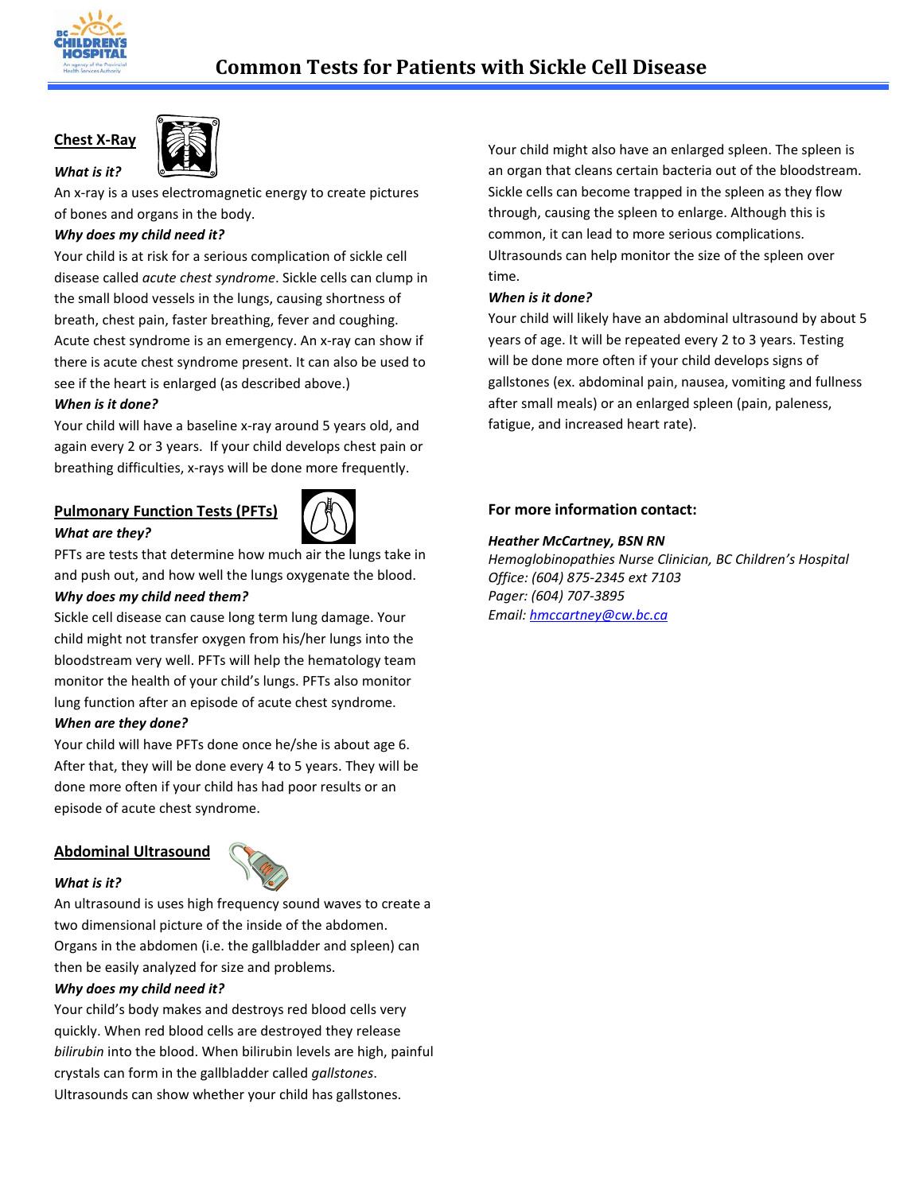# Common Tests for Patients with Sickle Cell Disease

## Chest X-Ray

***What is it?***

An x-ray is a uses electromagnetic energy to create pictures of bones and organs in the body.

***Why does my child need it?***

Your child is at risk for a serious complication of sickle cell disease called *acute chest syndrome*. Sickle cells can clump in the small blood vessels in the lungs, causing shortness of breath, chest pain, faster breathing, fever and coughing. Acute chest syndrome is an emergency. An x-ray can show if there is acute chest syndrome present. It can also be used to see if the heart is enlarged (as described above.)

***When is it done?***

Your child will have a baseline x-ray around 5 years old, and again every 2 or 3 years. If your child develops chest pain or breathing difficulties, x-rays will be done more frequently.

## Pulmonary Function Tests (PFTs)

***What are they?***

PFTs are tests that determine how much air the lungs take in and push out, and how well the lungs oxygenate the blood.

***Why does my child need them?***

Sickle cell disease can cause long term lung damage. Your child might not transfer oxygen from his/her lungs into the bloodstream very well. PFTs will help the hematology team monitor the health of your child's lungs. PFTs also monitor lung function after an episode of acute chest syndrome.

***When are they done?***

Your child will have PFTs done once he/she is about age 6. After that, they will be done every 4 to 5 years. They will be done more often if your child has had poor results or an episode of acute chest syndrome.

## Abdominal Ultrasound

***What is it?***

An ultrasound is uses high frequency sound waves to create a two dimensional picture of the inside of the abdomen. Organs in the abdomen (i.e. the gallbladder and spleen) can then be easily analyzed for size and problems.

***Why does my child need it?***

Your child's body makes and destroys red blood cells very quickly. When red blood cells are destroyed they release *bilirubin* into the blood. When bilirubin levels are high, painful crystals can form in the gallbladder called *gallstones*. Ultrasounds can show whether your child has gallstones.

Your child might also have an enlarged spleen. The spleen is an organ that cleans certain bacteria out of the bloodstream. Sickle cells can become trapped in the spleen as they flow through, causing the spleen to enlarge. Although this is common, it can lead to more serious complications. Ultrasounds can help monitor the size of the spleen over time.

***When is it done?***

Your child will likely have an abdominal ultrasound by about 5 years of age. It will be repeated every 2 to 3 years. Testing will be done more often if your child develops signs of gallstones (ex. abdominal pain, nausea, vomiting and fullness after small meals) or an enlarged spleen (pain, paleness, fatigue, and increased heart rate).

### For more information contact:

***Heather McCartney, BSN RN***
*Hemoglobinopathies Nurse Clinician, BC Children's Hospital*
*Office: (604) 875-2345 ext 7103*
*Pager: (604) 707-3895*
*Email: hmccartney@cw.bc.ca*